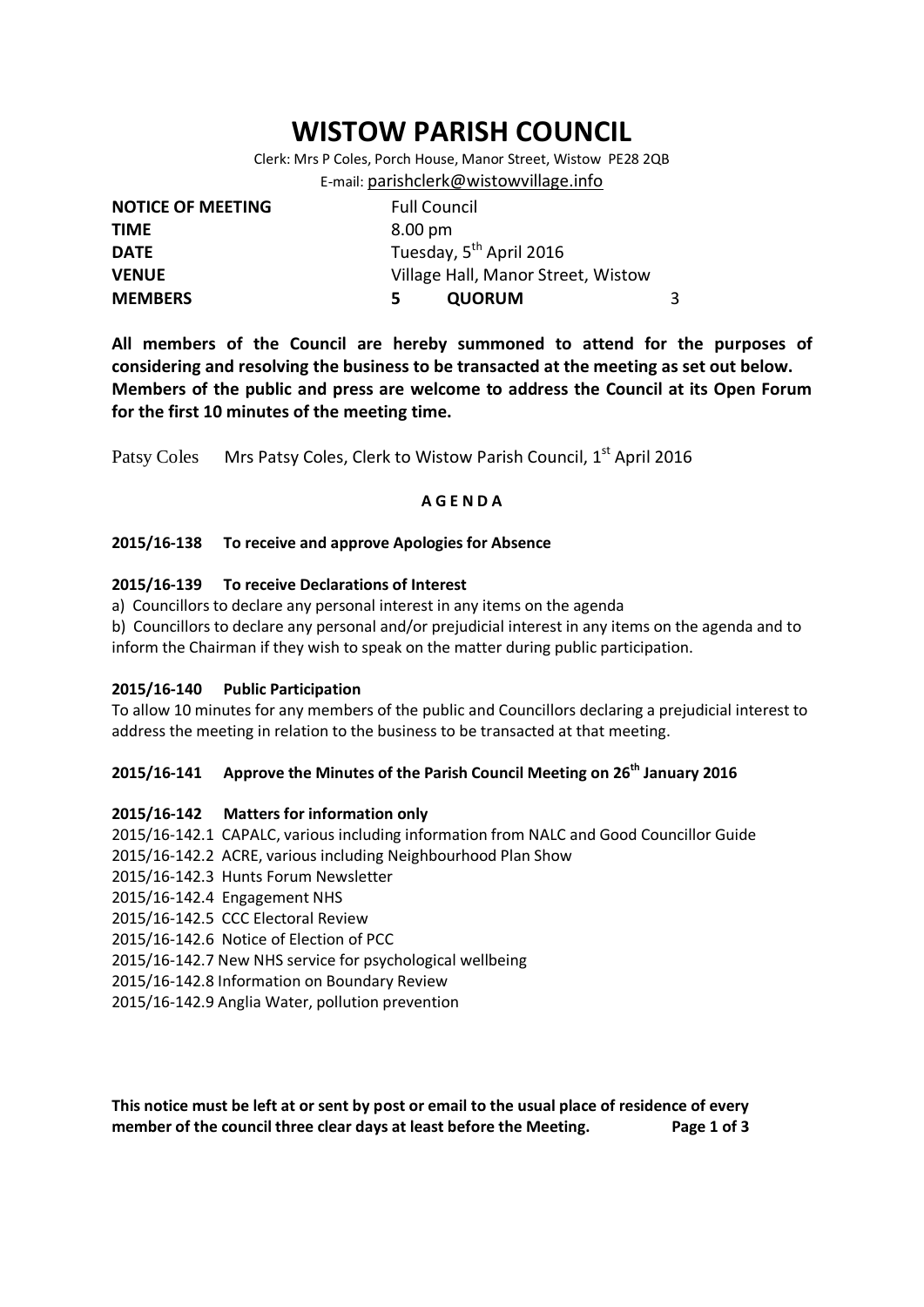# WISTOW PARISH COUNCIL

Clerk: Mrs P Coles, Porch House, Manor Street, Wistow PE28 2QB

E-mail: parishclerk@wistowvillage.info

| | | | |
|---|---|---|---|
| **NOTICE OF MEETING** | Full Council | | |
| **TIME** | 8.00 pm | | |
| **DATE** | Tuesday, 5th April 2016 | | |
| **VENUE** | Village Hall, Manor Street, Wistow | | |
| **MEMBERS** | **5** | **QUORUM** | 3 |

**All members of the Council are hereby summoned to attend for the purposes of considering and resolving the business to be transacted at the meeting as set out below. Members of the public and press are welcome to address the Council at its Open Forum for the first 10 minutes of the meeting time.**

Patsy Coles Mrs Patsy Coles, Clerk to Wistow Parish Council, 1st April 2016

**A G E N D A**

**2015/16-138 To receive and approve Apologies for Absence**

**2015/16-139 To receive Declarations of Interest**

a) Councillors to declare any personal interest in any items on the agenda

b) Councillors to declare any personal and/or prejudicial interest in any items on the agenda and to inform the Chairman if they wish to speak on the matter during public participation.

**2015/16-140 Public Participation**

To allow 10 minutes for any members of the public and Councillors declaring a prejudicial interest to address the meeting in relation to the business to be transacted at that meeting.

**2015/16-141 Approve the Minutes of the Parish Council Meeting on 26th January 2016**

**2015/16-142 Matters for information only**

2015/16-142.1 CAPALC, various including information from NALC and Good Councillor Guide

2015/16-142.2 ACRE, various including Neighbourhood Plan Show

2015/16-142.3 Hunts Forum Newsletter

2015/16-142.4 Engagement NHS

2015/16-142.5 CCC Electoral Review

2015/16-142.6 Notice of Election of PCC

2015/16-142.7 New NHS service for psychological wellbeing

2015/16-142.8 Information on Boundary Review

2015/16-142.9 Anglia Water, pollution prevention

**This notice must be left at or sent by post or email to the usual place of residence of every member of the council three clear days at least before the Meeting.**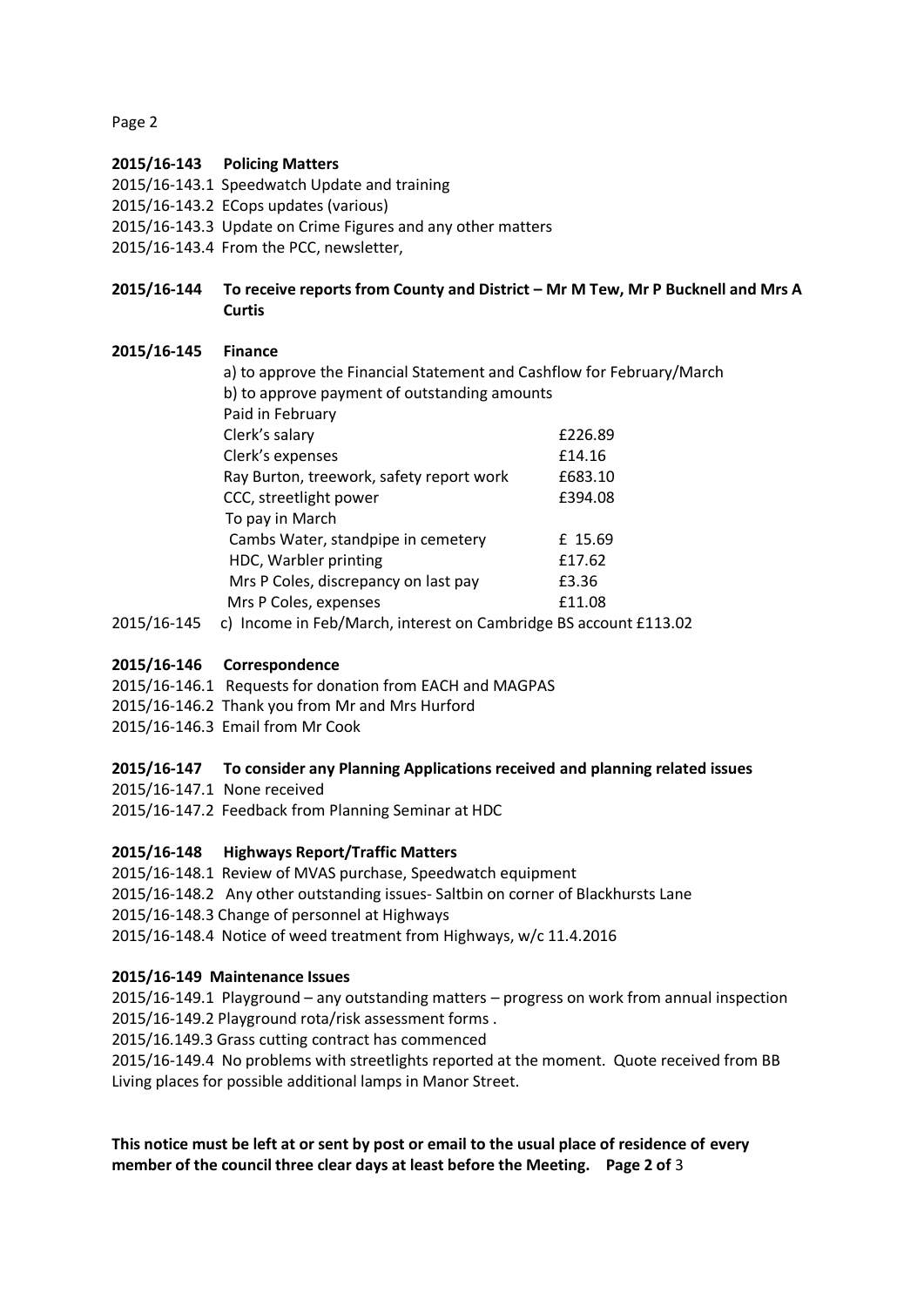**2015/16-143 Policing Matters**

2015/16-143.1 Speedwatch Update and training
2015/16-143.2 ECops updates (various)
2015/16-143.3 Update on Crime Figures and any other matters
2015/16-143.4 From the PCC, newsletter,

**2015/16-144 To receive reports from County and District – Mr M Tew, Mr P Bucknell and Mrs A Curtis**

**2015/16-145 Finance**

a) to approve the Financial Statement and Cashflow for February/March
b) to approve payment of outstanding amounts

| | |
|---|---|
| Paid in February | |
| Clerk's salary | £226.89 |
| Clerk's expenses | £14.16 |
| Ray Burton, treework, safety report work | £683.10 |
| CCC, streetlight power | £394.08 |
| To pay in March | |
| Cambs Water, standpipe in cemetery | £ 15.69 |
| HDC, Warbler printing | £17.62 |
| Mrs P Coles, discrepancy on last pay | £3.36 |
| Mrs P Coles, expenses | £11.08 |

2015/16-145 c) Income in Feb/March, interest on Cambridge BS account £113.02

**2015/16-146 Correspondence**

2015/16-146.1 Requests for donation from EACH and MAGPAS
2015/16-146.2 Thank you from Mr and Mrs Hurford
2015/16-146.3 Email from Mr Cook

**2015/16-147 To consider any Planning Applications received and planning related issues**

2015/16-147.1 None received
2015/16-147.2 Feedback from Planning Seminar at HDC

**2015/16-148 Highways Report/Traffic Matters**

2015/16-148.1 Review of MVAS purchase, Speedwatch equipment
2015/16-148.2 Any other outstanding issues- Saltbin on corner of Blackhursts Lane
2015/16-148.3 Change of personnel at Highways
2015/16-148.4 Notice of weed treatment from Highways, w/c 11.4.2016

**2015/16-149 Maintenance Issues**

2015/16-149.1 Playground – any outstanding matters – progress on work from annual inspection
2015/16-149.2 Playground rota/risk assessment forms .
2015/16.149.3 Grass cutting contract has commenced
2015/16-149.4 No problems with streetlights reported at the moment. Quote received from BB Living places for possible additional lamps in Manor Street.

**This notice must be left at or sent by post or email to the usual place of residence of every member of the council three clear days at least before the Meeting.**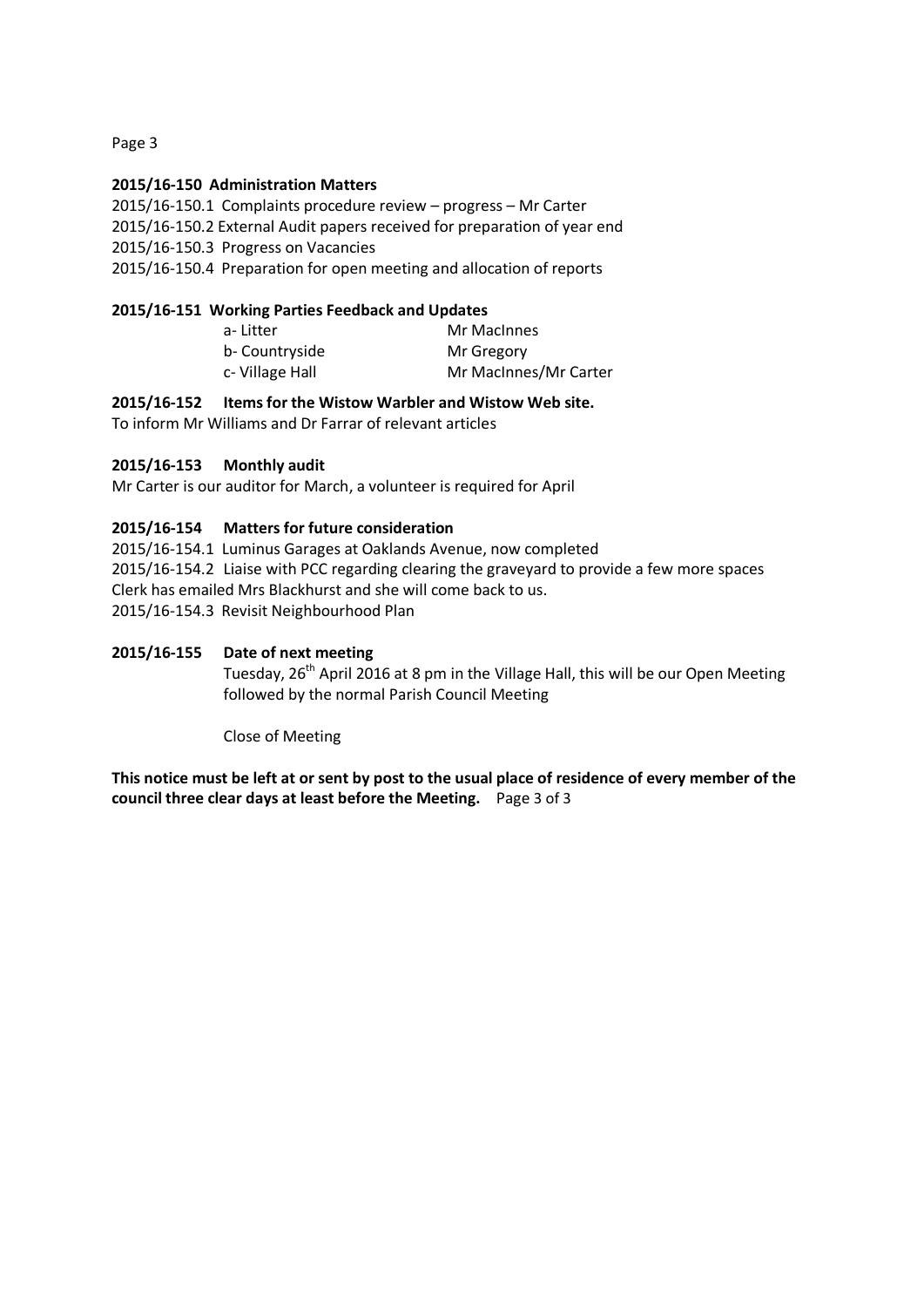**2015/16-150 Administration Matters**

2015/16-150.1 Complaints procedure review – progress – Mr Carter
2015/16-150.2 External Audit papers received for preparation of year end
2015/16-150.3 Progress on Vacancies
2015/16-150.4 Preparation for open meeting and allocation of reports

**2015/16-151 Working Parties Feedback and Updates**

| | |
|---|---|
| a- Litter | Mr MacInnes |
| b- Countryside | Mr Gregory |
| c- Village Hall | Mr MacInnes/Mr Carter |

**2015/16-152 Items for the Wistow Warbler and Wistow Web site.**

To inform Mr Williams and Dr Farrar of relevant articles

**2015/16-153 Monthly audit**

Mr Carter is our auditor for March, a volunteer is required for April

**2015/16-154 Matters for future consideration**

2015/16-154.1 Luminus Garages at Oaklands Avenue, now completed
2015/16-154.2 Liaise with PCC regarding clearing the graveyard to provide a few more spaces
Clerk has emailed Mrs Blackhurst and she will come back to us.
2015/16-154.3 Revisit Neighbourhood Plan

**2015/16-155 Date of next meeting**

Tuesday, 26th April 2016 at 8 pm in the Village Hall, this will be our Open Meeting followed by the normal Parish Council Meeting

Close of Meeting

**This notice must be left at or sent by post to the usual place of residence of every member of the council three clear days at least before the Meeting.**